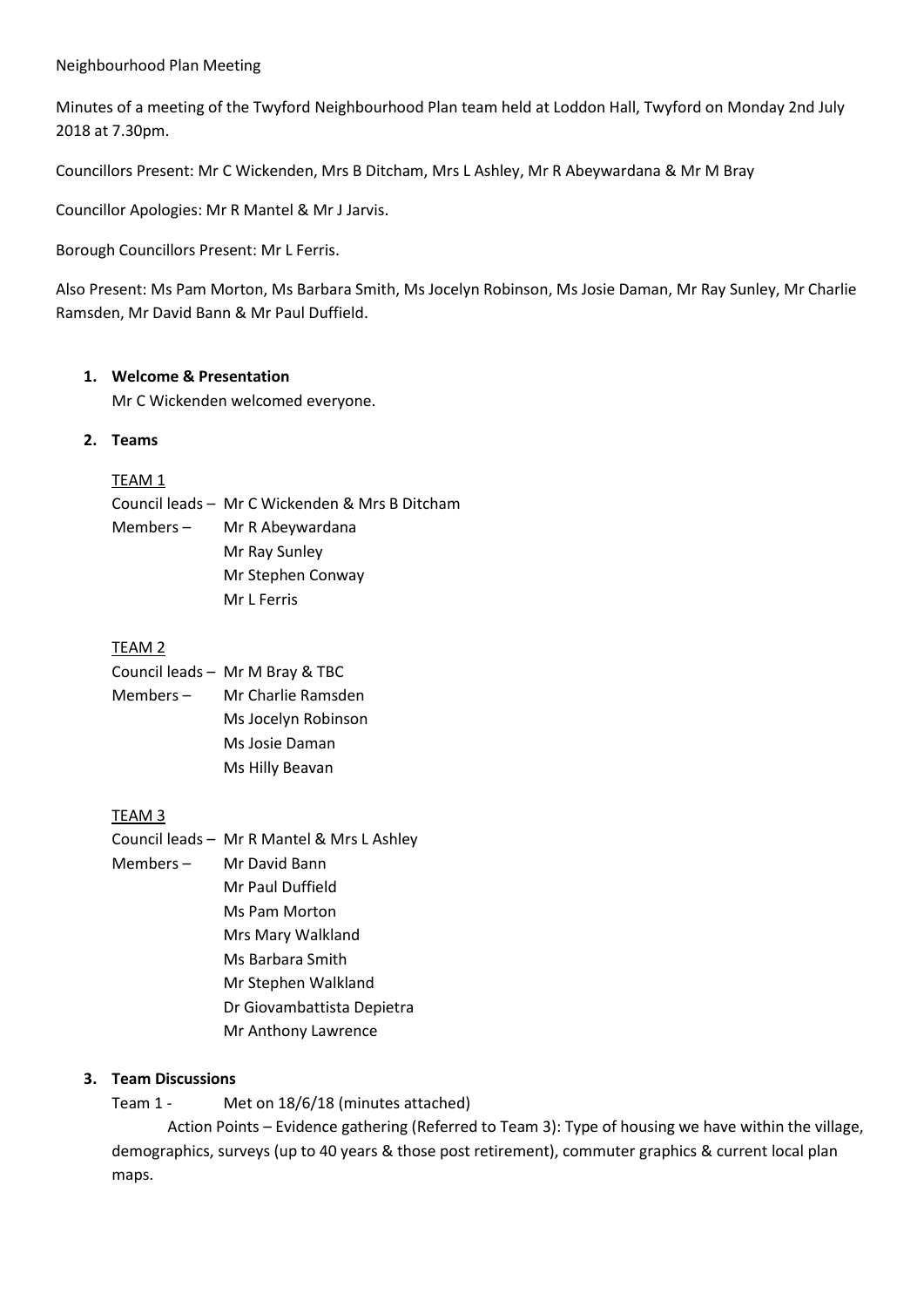Neighbourhood Plan Meeting

Minutes of a meeting of the Twyford Neighbourhood Plan team held at Loddon Hall, Twyford on Monday 2nd July 2018 at 7.30pm.

Councillors Present: Mr C Wickenden, Mrs B Ditcham, Mrs L Ashley, Mr R Abeywardana & Mr M Bray

Councillor Apologies: Mr R Mantel & Mr J Jarvis.

Borough Councillors Present: Mr L Ferris.

Also Present: Ms Pam Morton, Ms Barbara Smith, Ms Jocelyn Robinson, Ms Josie Daman, Mr Ray Sunley, Mr Charlie Ramsden, Mr David Bann & Mr Paul Duffield.

1. **Welcome & Presentation**

   Mr C Wickenden welcomed everyone.

2. **Teams**

   TEAM 1

   Council leads – Mr C Wickenden & Mrs B Ditcham

   Members – Mr R Abeywardana
   Mr Ray Sunley
   Mr Stephen Conway
   Mr L Ferris

   TEAM 2

   Council leads – Mr M Bray & TBC

   Members – Mr Charlie Ramsden
   Ms Jocelyn Robinson
   Ms Josie Daman
   Ms Hilly Beavan

   TEAM 3

   Council leads – Mr R Mantel & Mrs L Ashley

   Members – Mr David Bann
   Mr Paul Duffield
   Ms Pam Morton
   Mrs Mary Walkland
   Ms Barbara Smith
   Mr Stephen Walkland
   Dr Giovambattista Depietra
   Mr Anthony Lawrence

3. **Team Discussions**

   Team 1 - Met on 18/6/18 (minutes attached)

   Action Points – Evidence gathering (Referred to Team 3): Type of housing we have within the village, demographics, surveys (up to 40 years & those post retirement), commuter graphics & current local plan maps.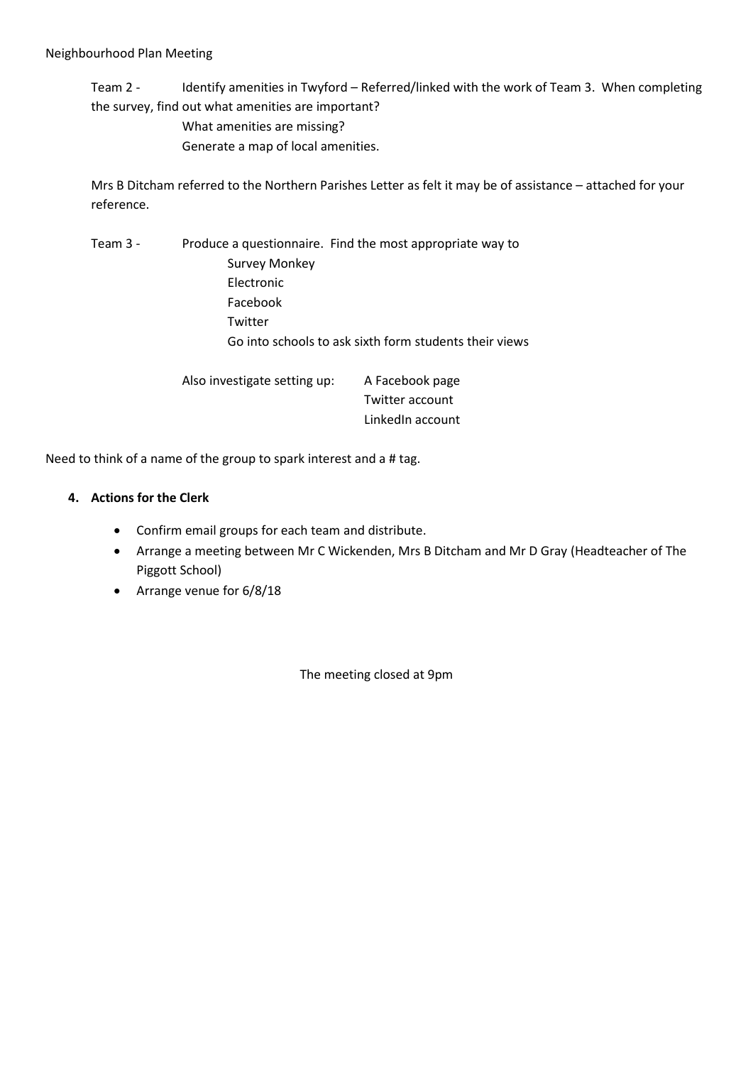Neighbourhood Plan Meeting

Team 2 - Identify amenities in Twyford – Referred/linked with the work of Team 3. When completing the survey, find out what amenities are important?
What amenities are missing?
Generate a map of local amenities.

Mrs B Ditcham referred to the Northern Parishes Letter as felt it may be of assistance – attached for your reference.

Team 3 - Produce a questionnaire. Find the most appropriate way to
- Survey Monkey
- Electronic
- Facebook
- Twitter
- Go into schools to ask sixth form students their views

Also investigate setting up:
- A Facebook page
- Twitter account
- LinkedIn account

Need to think of a name of the group to spark interest and a # tag.

**4. Actions for the Clerk**

- Confirm email groups for each team and distribute.
- Arrange a meeting between Mr C Wickenden, Mrs B Ditcham and Mr D Gray (Headteacher of The Piggott School)
- Arrange venue for 6/8/18

The meeting closed at 9pm